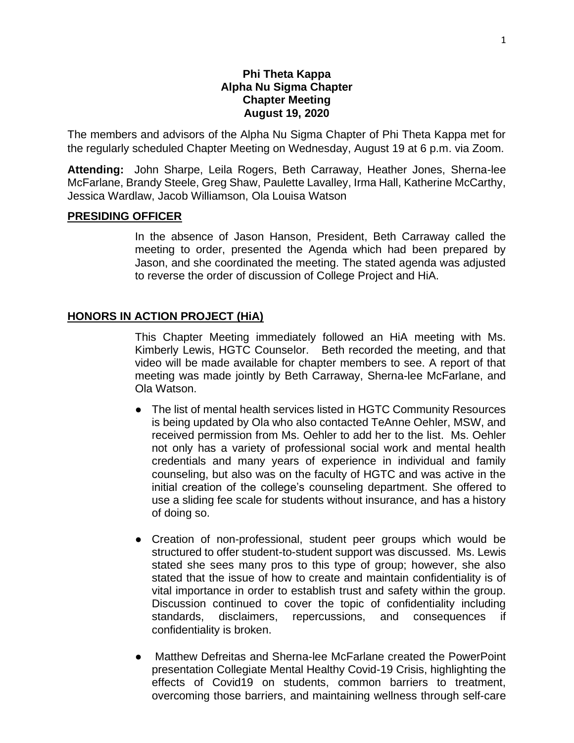**Phi Theta Kappa**
**Alpha Nu Sigma Chapter**
**Chapter Meeting**
**August 19, 2020**

The members and advisors of the Alpha Nu Sigma Chapter of Phi Theta Kappa met for the regularly scheduled Chapter Meeting on Wednesday, August 19 at 6 p.m. via Zoom.

**Attending:** John Sharpe, Leila Rogers, Beth Carraway, Heather Jones, Sherna-lee McFarlane, Brandy Steele, Greg Shaw, Paulette Lavalley, Irma Hall, Katherine McCarthy, Jessica Wardlaw, Jacob Williamson, Ola Louisa Watson

## PRESIDING OFFICER

In the absence of Jason Hanson, President, Beth Carraway called the meeting to order, presented the Agenda which had been prepared by Jason, and she coordinated the meeting. The stated agenda was adjusted to reverse the order of discussion of College Project and HiA.

## HONORS IN ACTION PROJECT (HiA)

This Chapter Meeting immediately followed an HiA meeting with Ms. Kimberly Lewis, HGTC Counselor. Beth recorded the meeting, and that video will be made available for chapter members to see. A report of that meeting was made jointly by Beth Carraway, Sherna-lee McFarlane, and Ola Watson.

- The list of mental health services listed in HGTC Community Resources is being updated by Ola who also contacted TeAnne Oehler, MSW, and received permission from Ms. Oehler to add her to the list. Ms. Oehler not only has a variety of professional social work and mental health credentials and many years of experience in individual and family counseling, but also was on the faculty of HGTC and was active in the initial creation of the college's counseling department. She offered to use a sliding fee scale for students without insurance, and has a history of doing so.

- Creation of non-professional, student peer groups which would be structured to offer student-to-student support was discussed. Ms. Lewis stated she sees many pros to this type of group; however, she also stated that the issue of how to create and maintain confidentiality is of vital importance in order to establish trust and safety within the group. Discussion continued to cover the topic of confidentiality including standards, disclaimers, repercussions, and consequences if confidentiality is broken.

- Matthew Defreitas and Sherna-lee McFarlane created the PowerPoint presentation Collegiate Mental Healthy Covid-19 Crisis, highlighting the effects of Covid19 on students, common barriers to treatment, overcoming those barriers, and maintaining wellness through self-care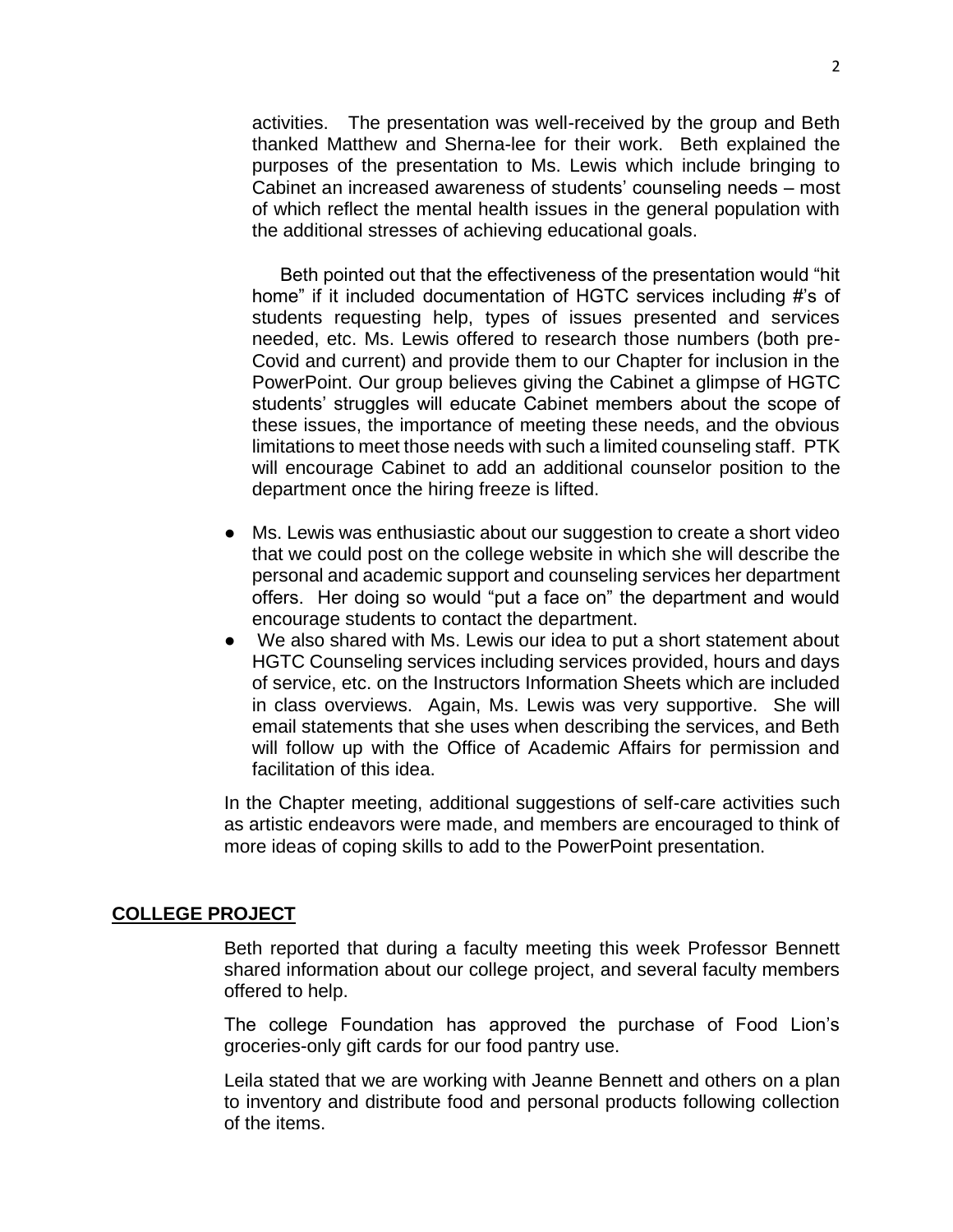activities. The presentation was well-received by the group and Beth thanked Matthew and Sherna-lee for their work. Beth explained the purposes of the presentation to Ms. Lewis which include bringing to Cabinet an increased awareness of students' counseling needs – most of which reflect the mental health issues in the general population with the additional stresses of achieving educational goals.

Beth pointed out that the effectiveness of the presentation would "hit home" if it included documentation of HGTC services including #'s of students requesting help, types of issues presented and services needed, etc. Ms. Lewis offered to research those numbers (both pre-Covid and current) and provide them to our Chapter for inclusion in the PowerPoint. Our group believes giving the Cabinet a glimpse of HGTC students' struggles will educate Cabinet members about the scope of these issues, the importance of meeting these needs, and the obvious limitations to meet those needs with such a limited counseling staff. PTK will encourage Cabinet to add an additional counselor position to the department once the hiring freeze is lifted.

- Ms. Lewis was enthusiastic about our suggestion to create a short video that we could post on the college website in which she will describe the personal and academic support and counseling services her department offers. Her doing so would "put a face on" the department and would encourage students to contact the department.
- We also shared with Ms. Lewis our idea to put a short statement about HGTC Counseling services including services provided, hours and days of service, etc. on the Instructors Information Sheets which are included in class overviews. Again, Ms. Lewis was very supportive. She will email statements that she uses when describing the services, and Beth will follow up with the Office of Academic Affairs for permission and facilitation of this idea.

In the Chapter meeting, additional suggestions of self-care activities such as artistic endeavors were made, and members are encouraged to think of more ideas of coping skills to add to the PowerPoint presentation.

## **COLLEGE PROJECT**

Beth reported that during a faculty meeting this week Professor Bennett shared information about our college project, and several faculty members offered to help.

The college Foundation has approved the purchase of Food Lion's groceries-only gift cards for our food pantry use.

Leila stated that we are working with Jeanne Bennett and others on a plan to inventory and distribute food and personal products following collection of the items.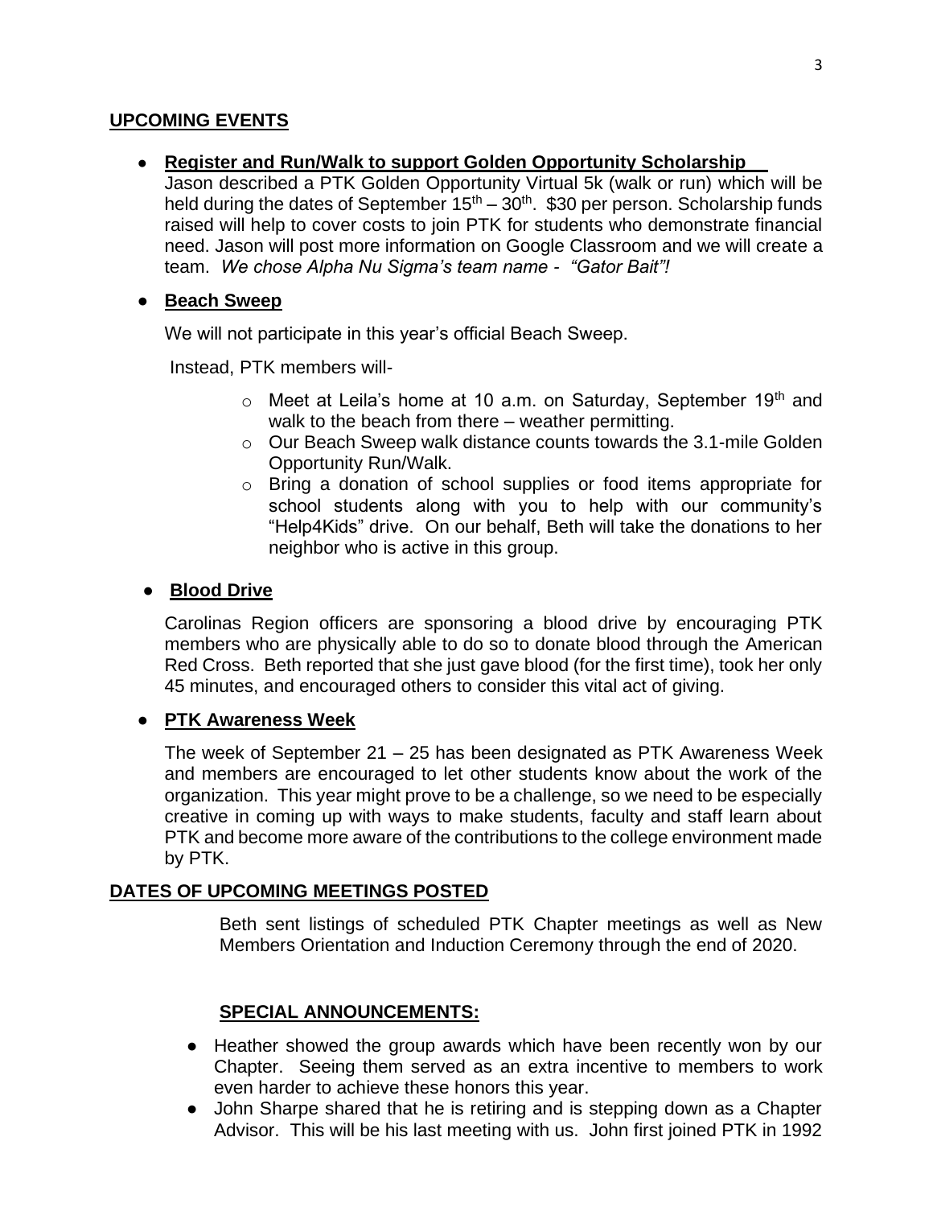## UPCOMING EVENTS

- **Register and Run/Walk to support Golden Opportunity Scholarship**

  Jason described a PTK Golden Opportunity Virtual 5k (walk or run) which will be held during the dates of September 15th – 30th. $30 per person. Scholarship funds raised will help to cover costs to join PTK for students who demonstrate financial need. Jason will post more information on Google Classroom and we will create a team. *We chose Alpha Nu Sigma's team name - "Gator Bait"!*

- **Beach Sweep**

  We will not participate in this year's official Beach Sweep.

  Instead, PTK members will-

  - Meet at Leila's home at 10 a.m. on Saturday, September 19th and walk to the beach from there – weather permitting.
  - Our Beach Sweep walk distance counts towards the 3.1-mile Golden Opportunity Run/Walk.
  - Bring a donation of school supplies or food items appropriate for school students along with you to help with our community's "Help4Kids" drive. On our behalf, Beth will take the donations to her neighbor who is active in this group.

- **Blood Drive**

  Carolinas Region officers are sponsoring a blood drive by encouraging PTK members who are physically able to do so to donate blood through the American Red Cross. Beth reported that she just gave blood (for the first time), took her only 45 minutes, and encouraged others to consider this vital act of giving.

- **PTK Awareness Week**

  The week of September 21 – 25 has been designated as PTK Awareness Week and members are encouraged to let other students know about the work of the organization. This year might prove to be a challenge, so we need to be especially creative in coming up with ways to make students, faculty and staff learn about PTK and become more aware of the contributions to the college environment made by PTK.

## DATES OF UPCOMING MEETINGS POSTED

Beth sent listings of scheduled PTK Chapter meetings as well as New Members Orientation and Induction Ceremony through the end of 2020.

## SPECIAL ANNOUNCEMENTS:

- Heather showed the group awards which have been recently won by our Chapter. Seeing them served as an extra incentive to members to work even harder to achieve these honors this year.
- John Sharpe shared that he is retiring and is stepping down as a Chapter Advisor. This will be his last meeting with us. John first joined PTK in 1992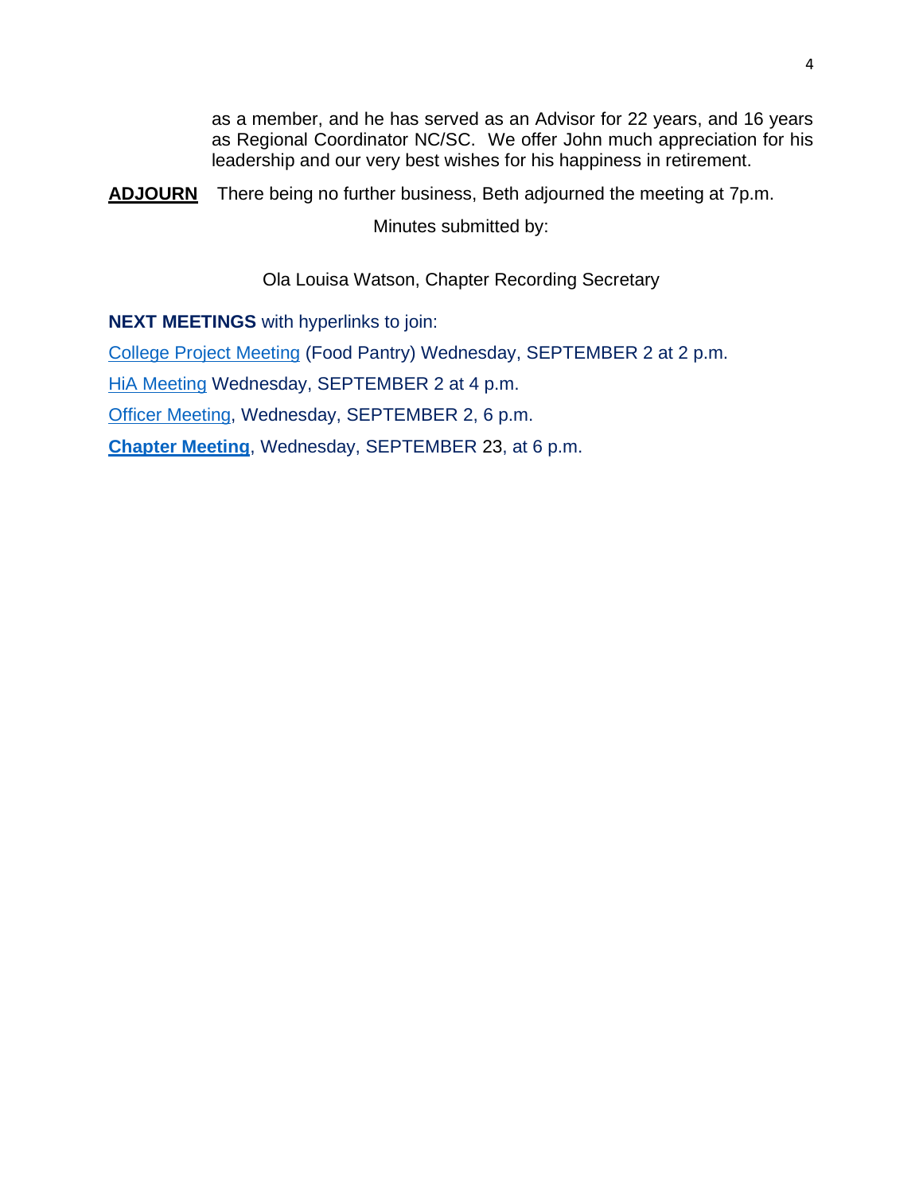as a member, and he has served as an Advisor for 22 years, and 16 years as Regional Coordinator NC/SC. We offer John much appreciation for his leadership and our very best wishes for his happiness in retirement.

**ADJOURN** There being no further business, Beth adjourned the meeting at 7p.m.

Minutes submitted by:

Ola Louisa Watson, Chapter Recording Secretary

**NEXT MEETINGS** with hyperlinks to join:

College Project Meeting (Food Pantry) Wednesday, SEPTEMBER 2 at 2 p.m.

HiA Meeting Wednesday, SEPTEMBER 2 at 4 p.m.

Officer Meeting, Wednesday, SEPTEMBER 2, 6 p.m.

**Chapter Meeting**, Wednesday, SEPTEMBER 23, at 6 p.m.